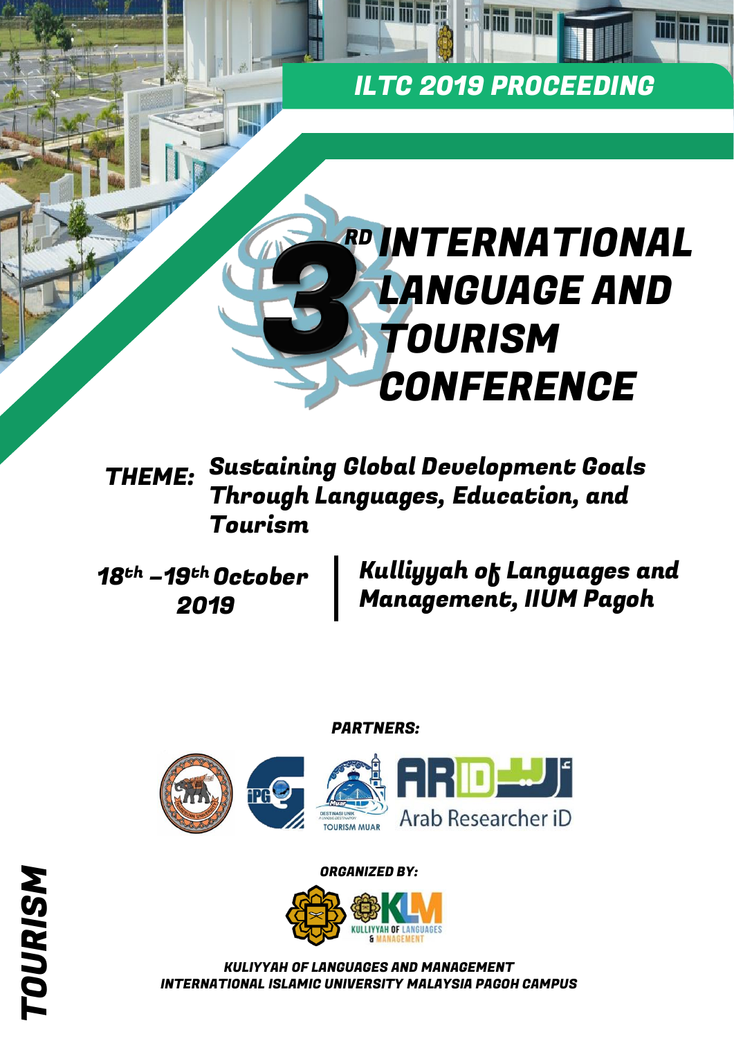**ILTC 2019 PROCEEDING**

# 3[RD] INTERNATIONAL LANGUAGE AND TOURISM CONFERENCE

**THEME:** ***Sustaining Global Development Goals Through Languages, Education, and Tourism***

**18th –19th October 2019** | **Kulliyyah of Languages and Management, IIUM Pagoh**

**PARTNERS:**

DESTINASI UNIK A UNIQUE DESTINATION TOURISM MUAR

Arab Researcher iD

**ORGANIZED BY:**

KULLIYYAH OF LANGUAGES & MANAGEMENT

**KULIYYAH OF LANGUAGES AND MANAGEMENT**
**INTERNATIONAL ISLAMIC UNIVERSITY MALAYSIA PAGOH CAMPUS**

**TOURISM**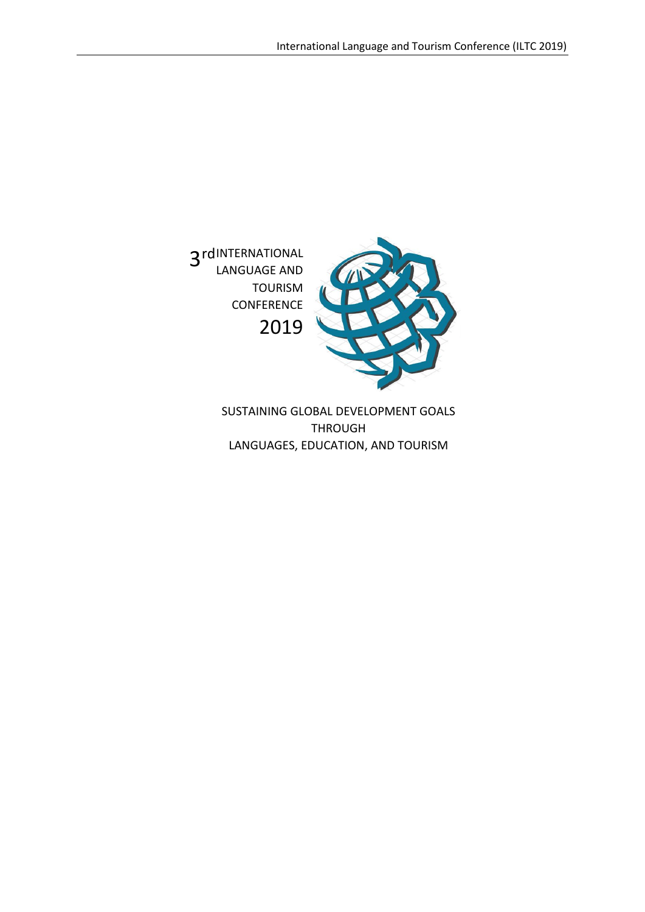3rd INTERNATIONAL LANGUAGE AND TOURISM CONFERENCE 2019

SUSTAINING GLOBAL DEVELOPMENT GOALS THROUGH LANGUAGES, EDUCATION, AND TOURISM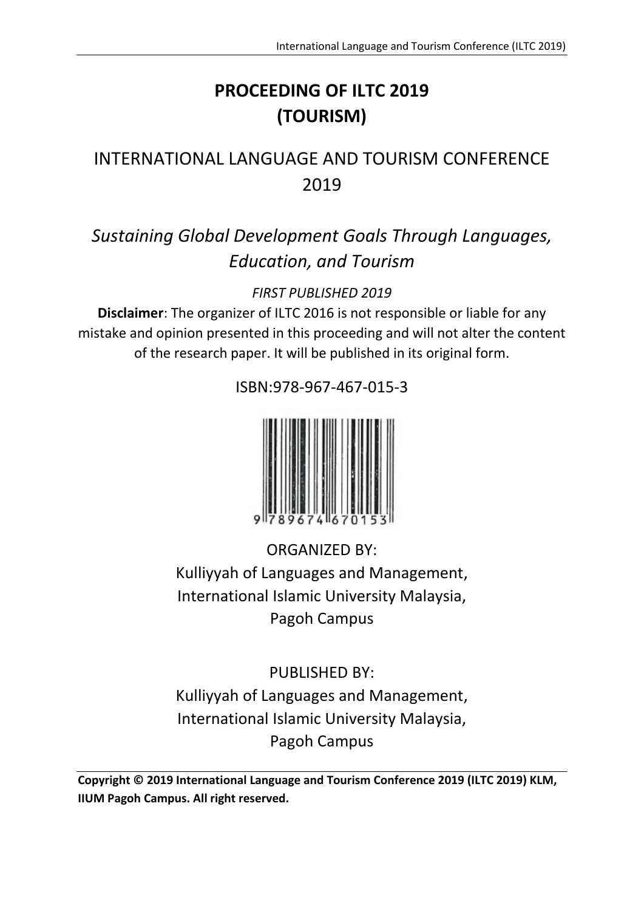# PROCEEDING OF ILTC 2019 (TOURISM)

## INTERNATIONAL LANGUAGE AND TOURISM CONFERENCE 2019

*Sustaining Global Development Goals Through Languages, Education, and Tourism*

*FIRST PUBLISHED 2019*

**Disclaimer**: The organizer of ILTC 2016 is not responsible or liable for any mistake and opinion presented in this proceeding and will not alter the content of the research paper. It will be published in its original form.

ISBN:978-967-467-015-3

9 789674 670153

ORGANIZED BY:
Kulliyyah of Languages and Management,
International Islamic University Malaysia,
Pagoh Campus

PUBLISHED BY:
Kulliyyah of Languages and Management,
International Islamic University Malaysia,
Pagoh Campus

**Copyright © 2019 International Language and Tourism Conference 2019 (ILTC 2019) KLM, IIUM Pagoh Campus. All right reserved.**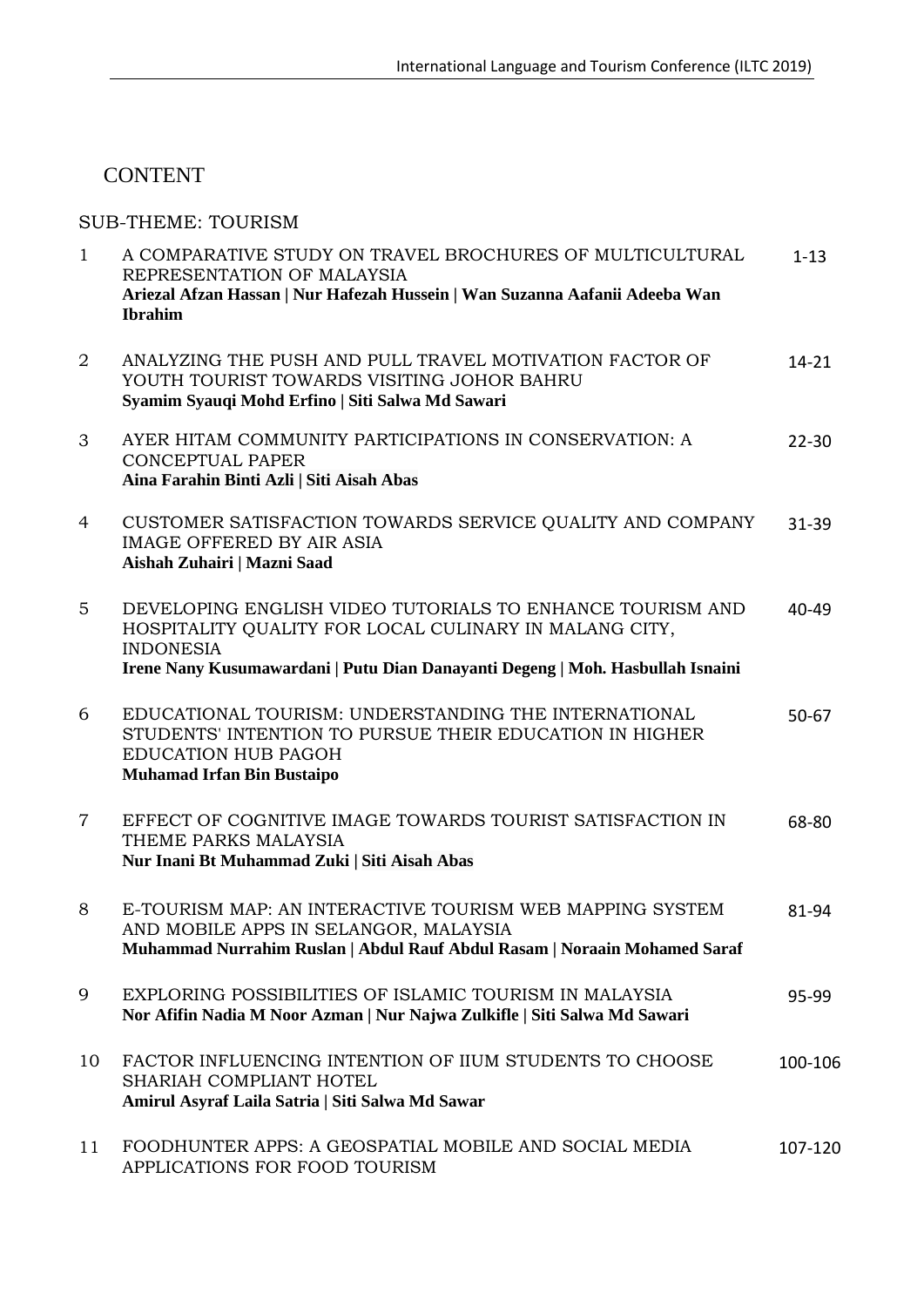# CONTENT

## SUB-THEME: TOURISM

| No. | Title / Authors | Pages |
|---|---|---|
| 1 | A COMPARATIVE STUDY ON TRAVEL BROCHURES OF MULTICULTURAL REPRESENTATION OF MALAYSIA<br>**Ariezal Afzan Hassan \| Nur Hafezah Hussein \| Wan Suzanna Aafanii Adeeba Wan Ibrahim** | 1-13 |
| 2 | ANALYZING THE PUSH AND PULL TRAVEL MOTIVATION FACTOR OF YOUTH TOURIST TOWARDS VISITING JOHOR BAHRU<br>**Syamim Syauqi Mohd Erfino \| Siti Salwa Md Sawari** | 14-21 |
| 3 | AYER HITAM COMMUNITY PARTICIPATIONS IN CONSERVATION: A CONCEPTUAL PAPER<br>**Aina Farahin Binti Azli \| Siti Aisah Abas** | 22-30 |
| 4 | CUSTOMER SATISFACTION TOWARDS SERVICE QUALITY AND COMPANY IMAGE OFFERED BY AIR ASIA<br>**Aishah Zuhairi \| Mazni Saad** | 31-39 |
| 5 | DEVELOPING ENGLISH VIDEO TUTORIALS TO ENHANCE TOURISM AND HOSPITALITY QUALITY FOR LOCAL CULINARY IN MALANG CITY, INDONESIA<br>**Irene Nany Kusumawardani \| Putu Dian Danayanti Degeng \| Moh. Hasbullah Isnaini** | 40-49 |
| 6 | EDUCATIONAL TOURISM: UNDERSTANDING THE INTERNATIONAL STUDENTS' INTENTION TO PURSUE THEIR EDUCATION IN HIGHER EDUCATION HUB PAGOH<br>**Muhamad Irfan Bin Bustaipo** | 50-67 |
| 7 | EFFECT OF COGNITIVE IMAGE TOWARDS TOURIST SATISFACTION IN THEME PARKS MALAYSIA<br>**Nur Inani Bt Muhammad Zuki \| Siti Aisah Abas** | 68-80 |
| 8 | E-TOURISM MAP: AN INTERACTIVE TOURISM WEB MAPPING SYSTEM AND MOBILE APPS IN SELANGOR, MALAYSIA<br>**Muhammad Nurrahim Ruslan \| Abdul Rauf Abdul Rasam \| Noraain Mohamed Saraf** | 81-94 |
| 9 | EXPLORING POSSIBILITIES OF ISLAMIC TOURISM IN MALAYSIA<br>**Nor Afifin Nadia M Noor Azman \| Nur Najwa Zulkifle \| Siti Salwa Md Sawari** | 95-99 |
| 10 | FACTOR INFLUENCING INTENTION OF IIUM STUDENTS TO CHOOSE SHARIAH COMPLIANT HOTEL<br>**Amirul Asyraf Laila Satria \| Siti Salwa Md Sawar** | 100-106 |
| 11 | FOODHUNTER APPS: A GEOSPATIAL MOBILE AND SOCIAL MEDIA APPLICATIONS FOR FOOD TOURISM | 107-120 |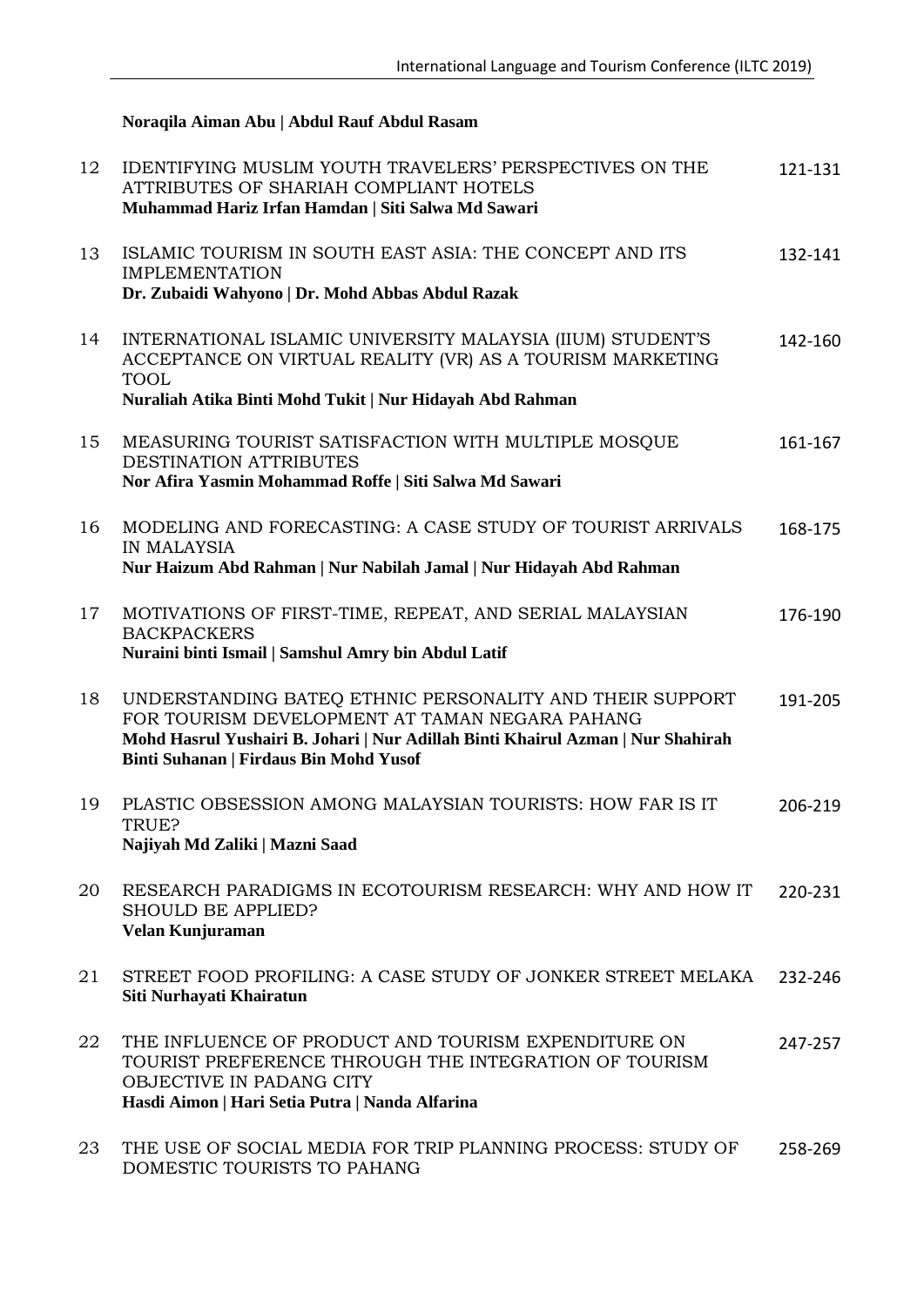**Noraqila Aiman Abu | Abdul Rauf Abdul Rasam**

| | | |
|---|---|---|
| 12 | IDENTIFYING MUSLIM YOUTH TRAVELERS' PERSPECTIVES ON THE ATTRIBUTES OF SHARIAH COMPLIANT HOTELS<br>**Muhammad Hariz Irfan Hamdan \| Siti Salwa Md Sawari** | 121-131 |
| 13 | ISLAMIC TOURISM IN SOUTH EAST ASIA: THE CONCEPT AND ITS IMPLEMENTATION<br>**Dr. Zubaidi Wahyono \| Dr. Mohd Abbas Abdul Razak** | 132-141 |
| 14 | INTERNATIONAL ISLAMIC UNIVERSITY MALAYSIA (IIUM) STUDENT'S ACCEPTANCE ON VIRTUAL REALITY (VR) AS A TOURISM MARKETING TOOL<br>**Nuraliah Atika Binti Mohd Tukit \| Nur Hidayah Abd Rahman** | 142-160 |
| 15 | MEASURING TOURIST SATISFACTION WITH MULTIPLE MOSQUE DESTINATION ATTRIBUTES<br>**Nor Afira Yasmin Mohammad Roffe \| Siti Salwa Md Sawari** | 161-167 |
| 16 | MODELING AND FORECASTING: A CASE STUDY OF TOURIST ARRIVALS IN MALAYSIA<br>**Nur Haizum Abd Rahman \| Nur Nabilah Jamal \| Nur Hidayah Abd Rahman** | 168-175 |
| 17 | MOTIVATIONS OF FIRST-TIME, REPEAT, AND SERIAL MALAYSIAN BACKPACKERS<br>**Nuraini binti Ismail \| Samshul Amry bin Abdul Latif** | 176-190 |
| 18 | UNDERSTANDING BATEQ ETHNIC PERSONALITY AND THEIR SUPPORT FOR TOURISM DEVELOPMENT AT TAMAN NEGARA PAHANG<br>**Mohd Hasrul Yushairi B. Johari \| Nur Adillah Binti Khairul Azman \| Nur Shahirah Binti Suhanan \| Firdaus Bin Mohd Yusof** | 191-205 |
| 19 | PLASTIC OBSESSION AMONG MALAYSIAN TOURISTS: HOW FAR IS IT TRUE?<br>**Najiyah Md Zaliki \| Mazni Saad** | 206-219 |
| 20 | RESEARCH PARADIGMS IN ECOTOURISM RESEARCH: WHY AND HOW IT SHOULD BE APPLIED?<br>**Velan Kunjuraman** | 220-231 |
| 21 | STREET FOOD PROFILING: A CASE STUDY OF JONKER STREET MELAKA<br>**Siti Nurhayati Khairatun** | 232-246 |
| 22 | THE INFLUENCE OF PRODUCT AND TOURISM EXPENDITURE ON TOURIST PREFERENCE THROUGH THE INTEGRATION OF TOURISM OBJECTIVE IN PADANG CITY<br>**Hasdi Aimon \| Hari Setia Putra \| Nanda Alfarina** | 247-257 |
| 23 | THE USE OF SOCIAL MEDIA FOR TRIP PLANNING PROCESS: STUDY OF DOMESTIC TOURISTS TO PAHANG | 258-269 |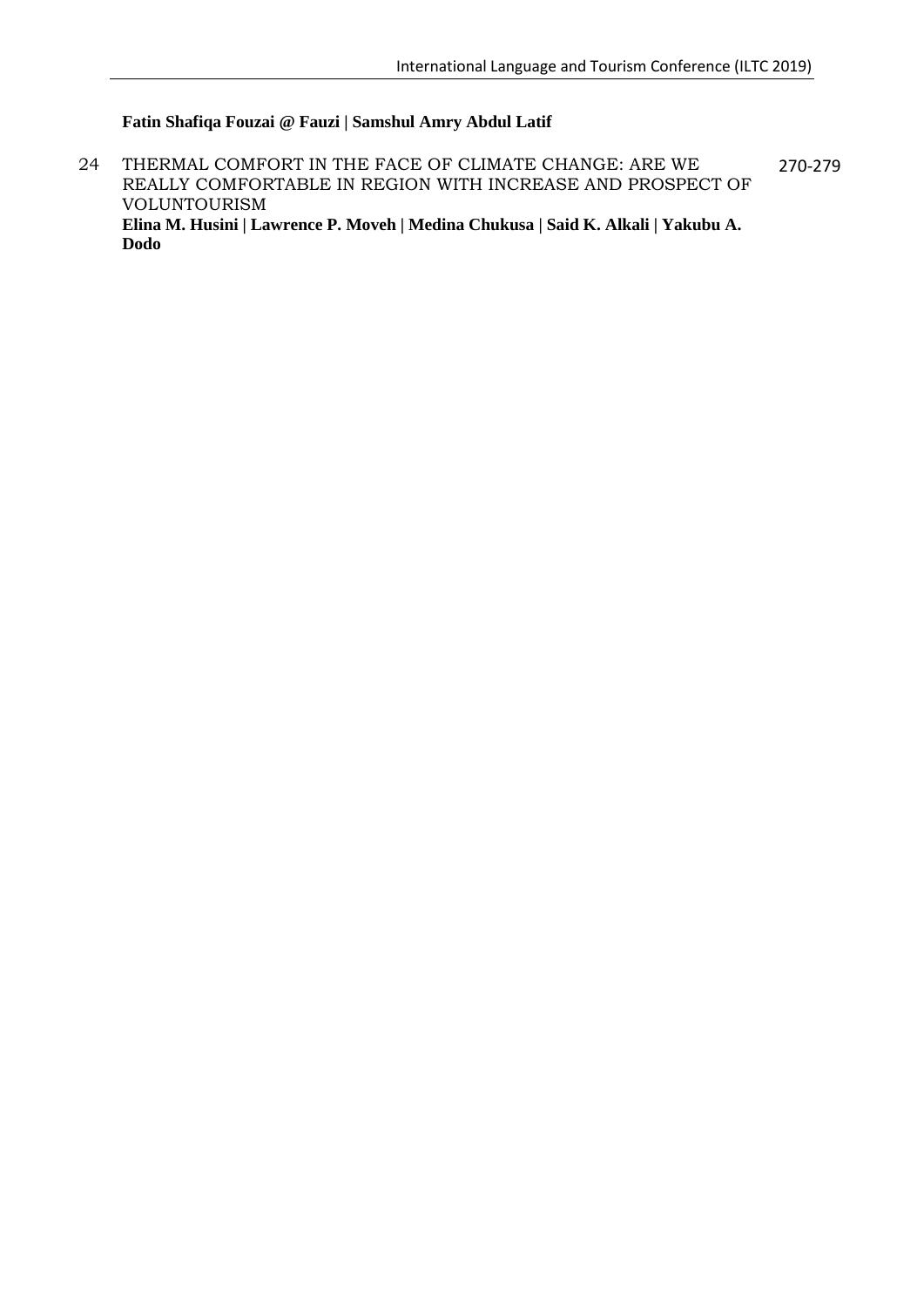**Fatin Shafiqa Fouzai @ Fauzi | Samshul Amry Abdul Latif**

| | | |
|---|---|---|
| 24 | THERMAL COMFORT IN THE FACE OF CLIMATE CHANGE: ARE WE REALLY COMFORTABLE IN REGION WITH INCREASE AND PROSPECT OF VOLUNTOURISM<br>**Elina M. Husini \| Lawrence P. Moveh \| Medina Chukusa \| Said K. Alkali \| Yakubu A. Dodo** | 270-279 |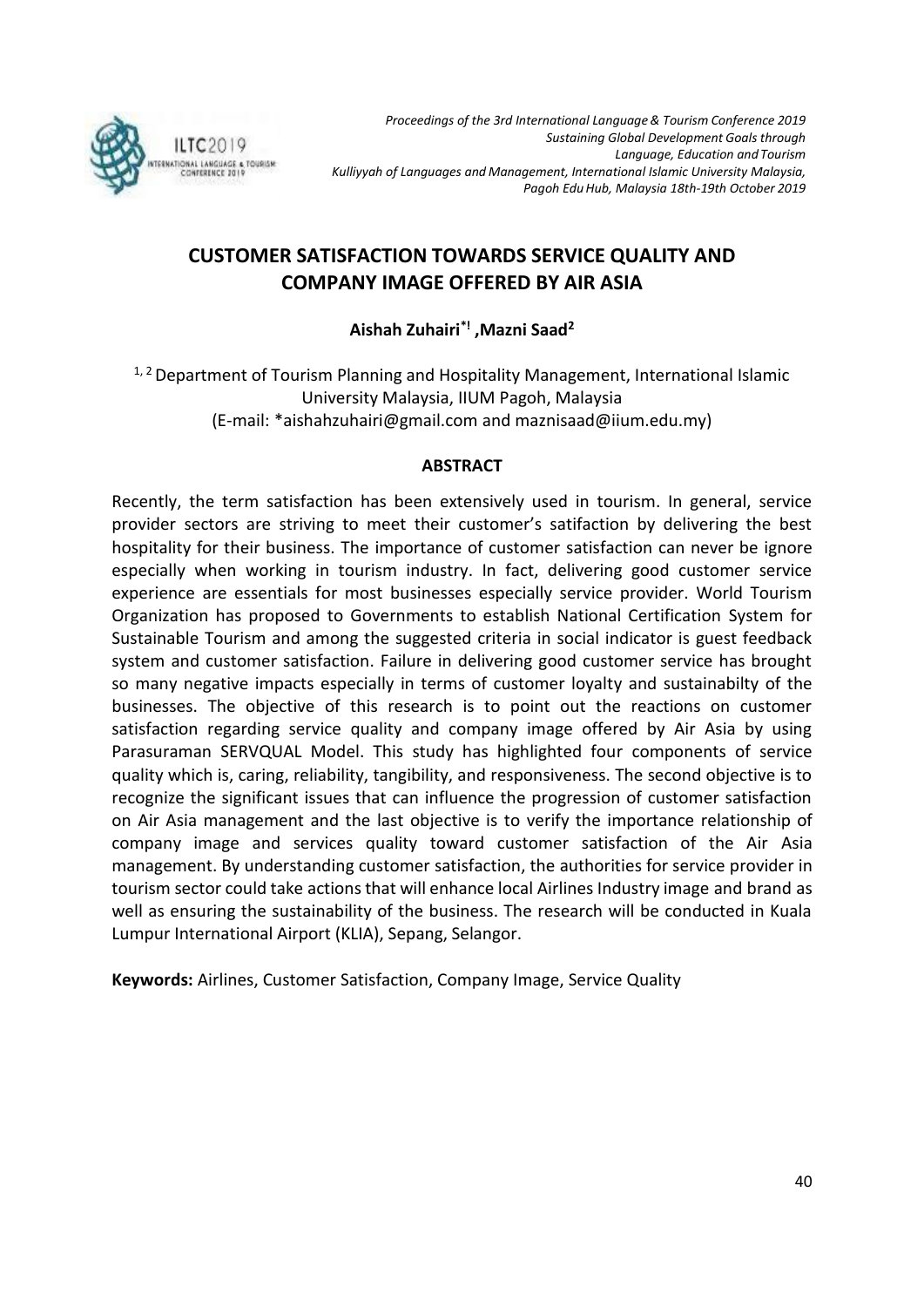# CUSTOMER SATISFACTION TOWARDS SERVICE QUALITY AND COMPANY IMAGE OFFERED BY AIR ASIA

**Aishah Zuhairi*[1], Mazni Saad[2]**

[1, 2] Department of Tourism Planning and Hospitality Management, International Islamic University Malaysia, IIUM Pagoh, Malaysia
(E-mail: *aishahzuhairi@gmail.com and maznisaad@iium.edu.my)

## ABSTRACT

Recently, the term satisfaction has been extensively used in tourism. In general, service provider sectors are striving to meet their customer's satifaction by delivering the best hospitality for their business. The importance of customer satisfaction can never be ignore especially when working in tourism industry. In fact, delivering good customer service experience are essentials for most businesses especially service provider. World Tourism Organization has proposed to Governments to establish National Certification System for Sustainable Tourism and among the suggested criteria in social indicator is guest feedback system and customer satisfaction. Failure in delivering good customer service has brought so many negative impacts especially in terms of customer loyalty and sustainabilty of the businesses. The objective of this research is to point out the reactions on customer satisfaction regarding service quality and company image offered by Air Asia by using Parasuraman SERVQUAL Model. This study has highlighted four components of service quality which is, caring, reliability, tangibility, and responsiveness. The second objective is to recognize the significant issues that can influence the progression of customer satisfaction on Air Asia management and the last objective is to verify the importance relationship of company image and services quality toward customer satisfaction of the Air Asia management. By understanding customer satisfaction, the authorities for service provider in tourism sector could take actions that will enhance local Airlines Industry image and brand as well as ensuring the sustainability of the business. The research will be conducted in Kuala Lumpur International Airport (KLIA), Sepang, Selangor.

**Keywords:** Airlines, Customer Satisfaction, Company Image, Service Quality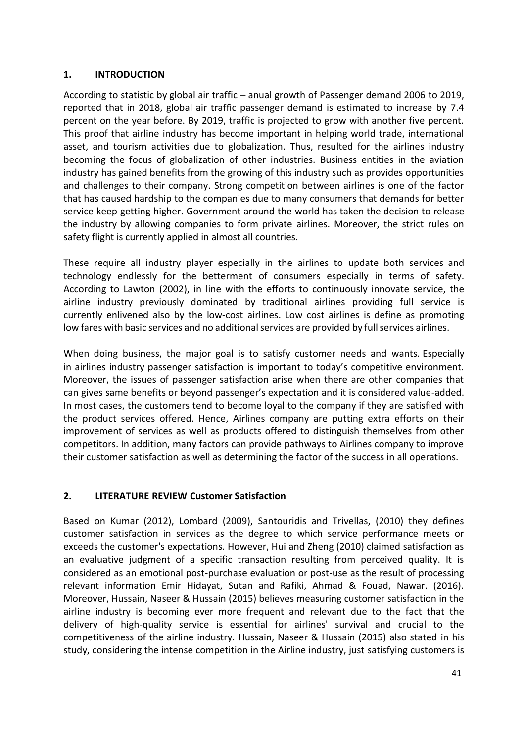## 1. INTRODUCTION

According to statistic by global air traffic – anual growth of Passenger demand 2006 to 2019, reported that in 2018, global air traffic passenger demand is estimated to increase by 7.4 percent on the year before. By 2019, traffic is projected to grow with another five percent. This proof that airline industry has become important in helping world trade, international asset, and tourism activities due to globalization. Thus, resulted for the airlines industry becoming the focus of globalization of other industries. Business entities in the aviation industry has gained benefits from the growing of this industry such as provides opportunities and challenges to their company. Strong competition between airlines is one of the factor that has caused hardship to the companies due to many consumers that demands for better service keep getting higher. Government around the world has taken the decision to release the industry by allowing companies to form private airlines. Moreover, the strict rules on safety flight is currently applied in almost all countries.

These require all industry player especially in the airlines to update both services and technology endlessly for the betterment of consumers especially in terms of safety. According to Lawton (2002), in line with the efforts to continuously innovate service, the airline industry previously dominated by traditional airlines providing full service is currently enlivened also by the low-cost airlines. Low cost airlines is define as promoting low fares with basic services and no additional services are provided by full services airlines.

When doing business, the major goal is to satisfy customer needs and wants. Especially in airlines industry passenger satisfaction is important to today's competitive environment. Moreover, the issues of passenger satisfaction arise when there are other companies that can gives same benefits or beyond passenger's expectation and it is considered value-added. In most cases, the customers tend to become loyal to the company if they are satisfied with the product services offered. Hence, Airlines company are putting extra efforts on their improvement of services as well as products offered to distinguish themselves from other competitors. In addition, many factors can provide pathways to Airlines company to improve their customer satisfaction as well as determining the factor of the success in all operations.

## 2. LITERATURE REVIEW Customer Satisfaction

Based on Kumar (2012), Lombard (2009), Santouridis and Trivellas, (2010) they defines customer satisfaction in services as the degree to which service performance meets or exceeds the customer's expectations. However, Hui and Zheng (2010) claimed satisfaction as an evaluative judgment of a specific transaction resulting from perceived quality. It is considered as an emotional post-purchase evaluation or post-use as the result of processing relevant information Emir Hidayat, Sutan and Rafiki, Ahmad & Fouad, Nawar. (2016). Moreover, Hussain, Naseer & Hussain (2015) believes measuring customer satisfaction in the airline industry is becoming ever more frequent and relevant due to the fact that the delivery of high-quality service is essential for airlines' survival and crucial to the competitiveness of the airline industry. Hussain, Naseer & Hussain (2015) also stated in his study, considering the intense competition in the Airline industry, just satisfying customers is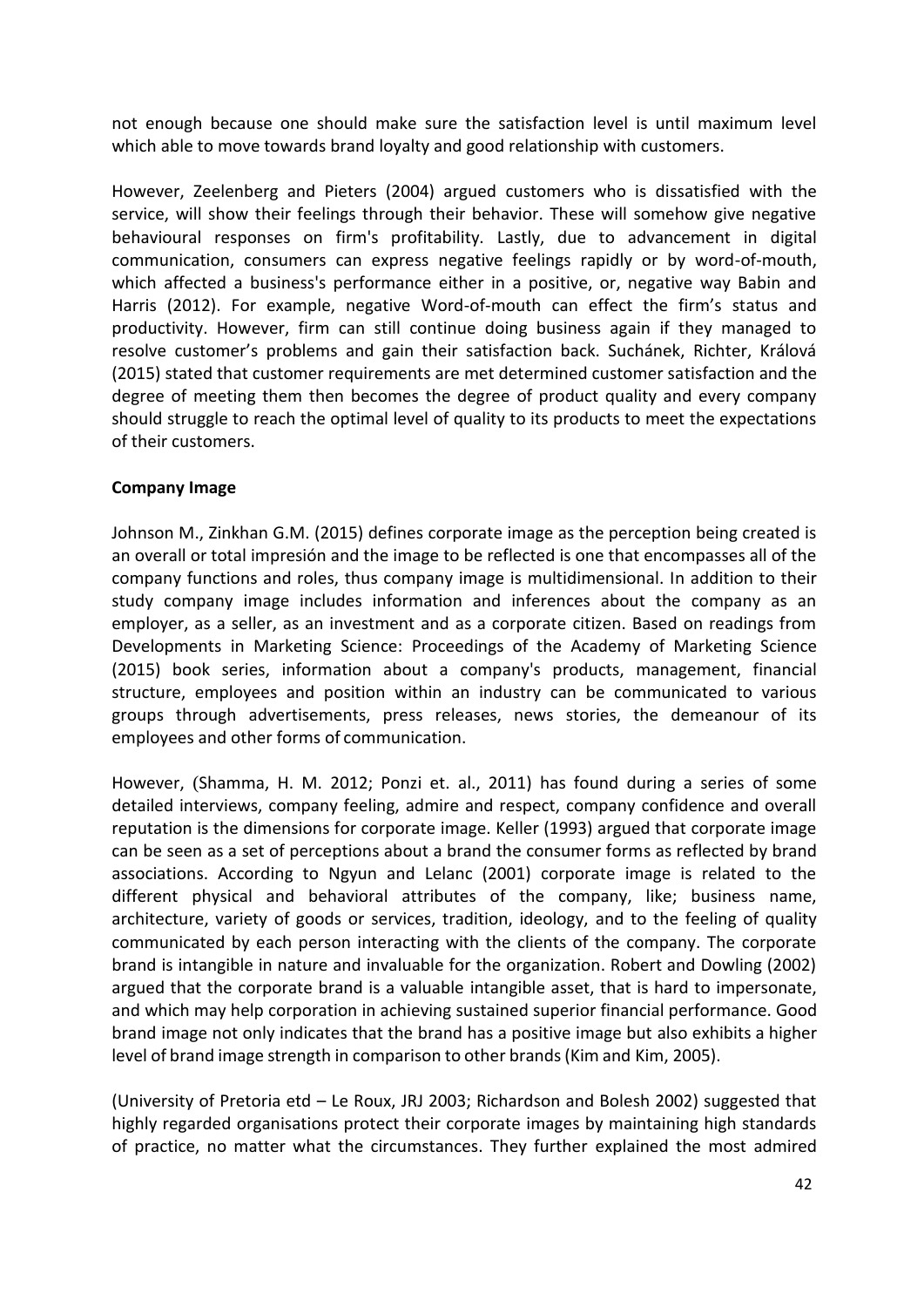not enough because one should make sure the satisfaction level is until maximum level which able to move towards brand loyalty and good relationship with customers.

However, Zeelenberg and Pieters (2004) argued customers who is dissatisfied with the service, will show their feelings through their behavior. These will somehow give negative behavioural responses on firm's profitability. Lastly, due to advancement in digital communication, consumers can express negative feelings rapidly or by word-of-mouth, which affected a business's performance either in a positive, or, negative way Babin and Harris (2012). For example, negative Word-of-mouth can effect the firm's status and productivity. However, firm can still continue doing business again if they managed to resolve customer's problems and gain their satisfaction back. Suchánek, Richter, Králová (2015) stated that customer requirements are met determined customer satisfaction and the degree of meeting them then becomes the degree of product quality and every company should struggle to reach the optimal level of quality to its products to meet the expectations of their customers.

**Company Image**

Johnson M., Zinkhan G.M. (2015) defines corporate image as the perception being created is an overall or total impresión and the image to be reflected is one that encompasses all of the company functions and roles, thus company image is multidimensional. In addition to their study company image includes information and inferences about the company as an employer, as a seller, as an investment and as a corporate citizen. Based on readings from Developments in Marketing Science: Proceedings of the Academy of Marketing Science (2015) book series, information about a company's products, management, financial structure, employees and position within an industry can be communicated to various groups through advertisements, press releases, news stories, the demeanour of its employees and other forms of communication.

However, (Shamma, H. M. 2012; Ponzi et. al., 2011) has found during a series of some detailed interviews, company feeling, admire and respect, company confidence and overall reputation is the dimensions for corporate image. Keller (1993) argued that corporate image can be seen as a set of perceptions about a brand the consumer forms as reflected by brand associations. According to Ngyun and Lelanc (2001) corporate image is related to the different physical and behavioral attributes of the company, like; business name, architecture, variety of goods or services, tradition, ideology, and to the feeling of quality communicated by each person interacting with the clients of the company. The corporate brand is intangible in nature and invaluable for the organization. Robert and Dowling (2002) argued that the corporate brand is a valuable intangible asset, that is hard to impersonate, and which may help corporation in achieving sustained superior financial performance. Good brand image not only indicates that the brand has a positive image but also exhibits a higher level of brand image strength in comparison to other brands (Kim and Kim, 2005).

(University of Pretoria etd – Le Roux, JRJ 2003; Richardson and Bolesh 2002) suggested that highly regarded organisations protect their corporate images by maintaining high standards of practice, no matter what the circumstances. They further explained the most admired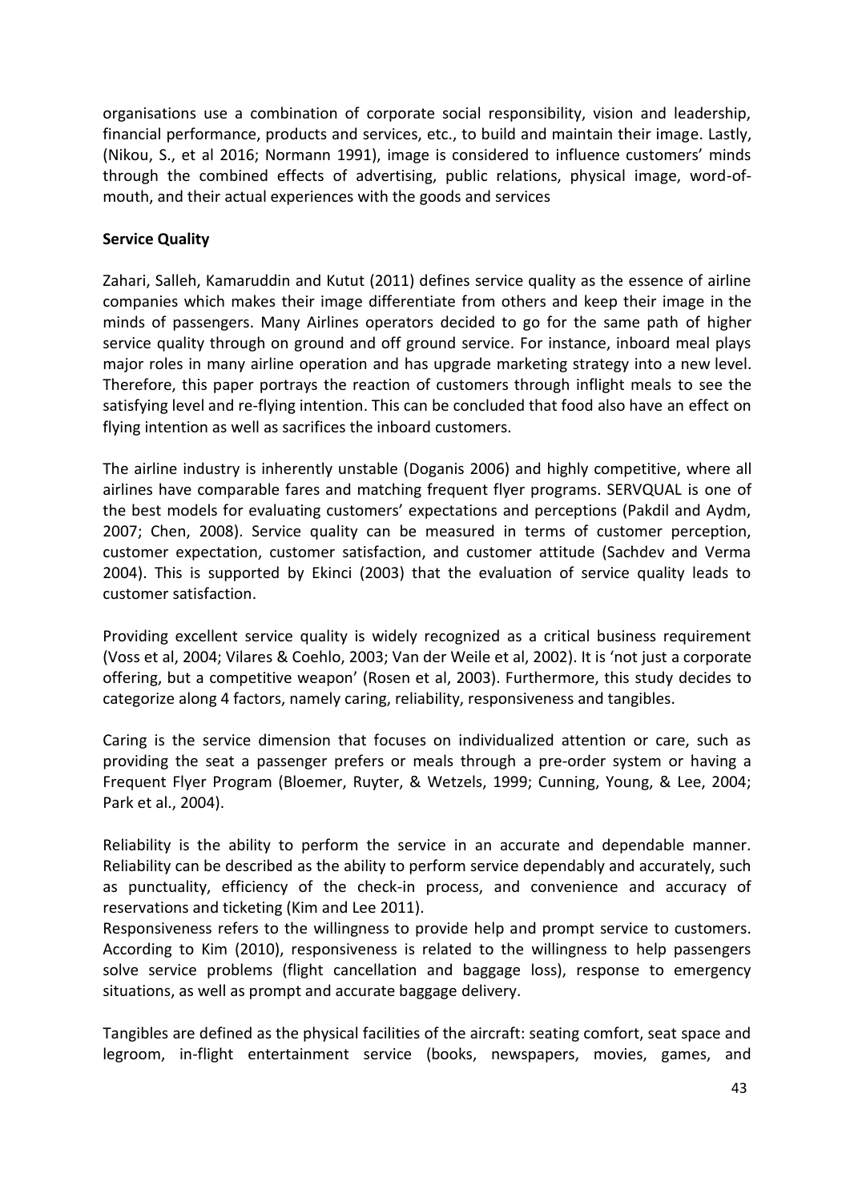organisations use a combination of corporate social responsibility, vision and leadership, financial performance, products and services, etc., to build and maintain their image. Lastly, (Nikou, S., et al 2016; Normann 1991), image is considered to influence customers' minds through the combined effects of advertising, public relations, physical image, word-of-mouth, and their actual experiences with the goods and services

**Service Quality**

Zahari, Salleh, Kamaruddin and Kutut (2011) defines service quality as the essence of airline companies which makes their image differentiate from others and keep their image in the minds of passengers. Many Airlines operators decided to go for the same path of higher service quality through on ground and off ground service. For instance, inboard meal plays major roles in many airline operation and has upgrade marketing strategy into a new level. Therefore, this paper portrays the reaction of customers through inflight meals to see the satisfying level and re-flying intention. This can be concluded that food also have an effect on flying intention as well as sacrifices the inboard customers.

The airline industry is inherently unstable (Doganis 2006) and highly competitive, where all airlines have comparable fares and matching frequent flyer programs. SERVQUAL is one of the best models for evaluating customers' expectations and perceptions (Pakdil and Aydm, 2007; Chen, 2008). Service quality can be measured in terms of customer perception, customer expectation, customer satisfaction, and customer attitude (Sachdev and Verma 2004). This is supported by Ekinci (2003) that the evaluation of service quality leads to customer satisfaction.

Providing excellent service quality is widely recognized as a critical business requirement (Voss et al, 2004; Vilares & Coehlo, 2003; Van der Weile et al, 2002). It is 'not just a corporate offering, but a competitive weapon' (Rosen et al, 2003). Furthermore, this study decides to categorize along 4 factors, namely caring, reliability, responsiveness and tangibles.

Caring is the service dimension that focuses on individualized attention or care, such as providing the seat a passenger prefers or meals through a pre-order system or having a Frequent Flyer Program (Bloemer, Ruyter, & Wetzels, 1999; Cunning, Young, & Lee, 2004; Park et al., 2004).

Reliability is the ability to perform the service in an accurate and dependable manner. Reliability can be described as the ability to perform service dependably and accurately, such as punctuality, efficiency of the check-in process, and convenience and accuracy of reservations and ticketing (Kim and Lee 2011).

Responsiveness refers to the willingness to provide help and prompt service to customers. According to Kim (2010), responsiveness is related to the willingness to help passengers solve service problems (flight cancellation and baggage loss), response to emergency situations, as well as prompt and accurate baggage delivery.

Tangibles are defined as the physical facilities of the aircraft: seating comfort, seat space and legroom, in-flight entertainment service (books, newspapers, movies, games, and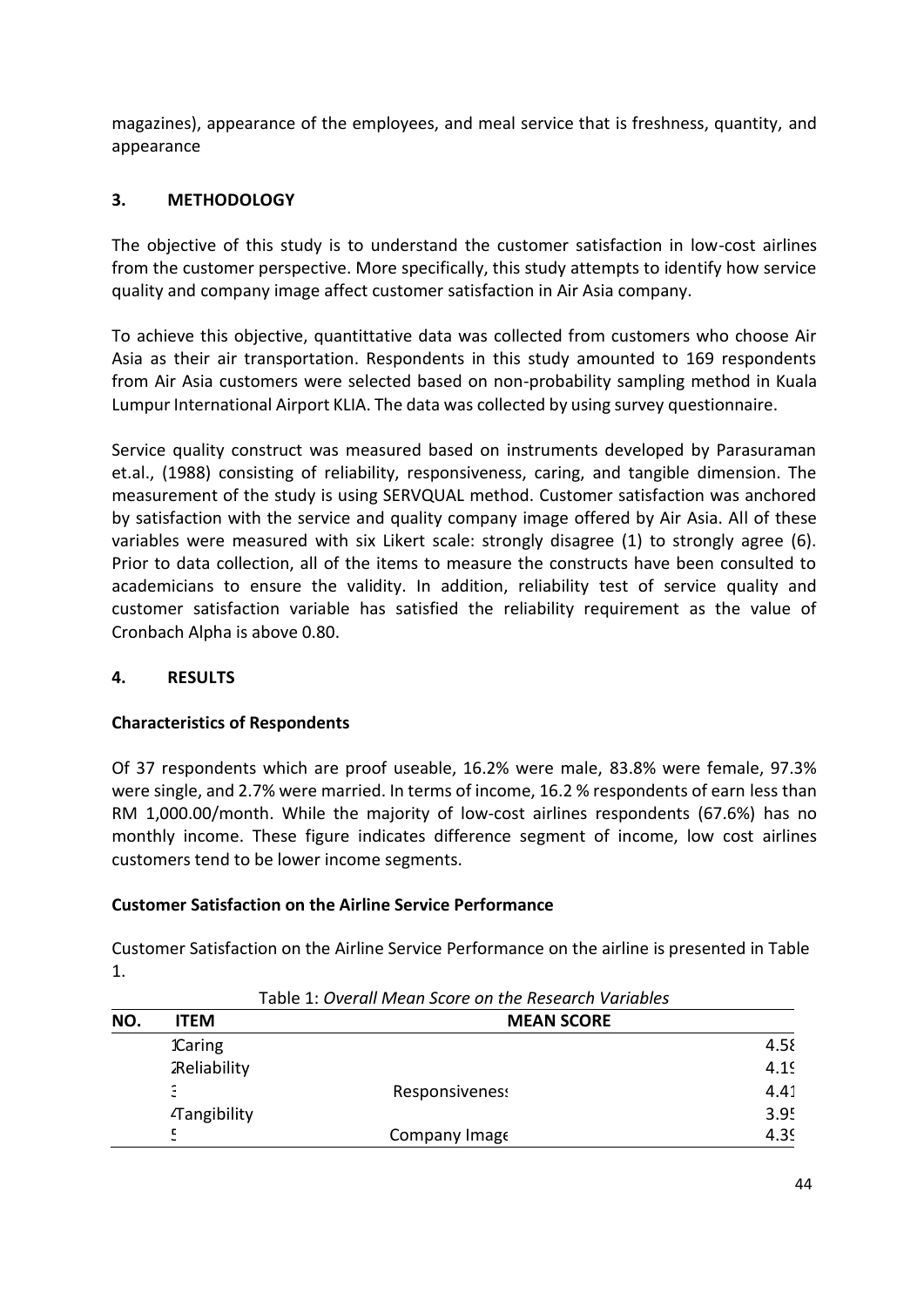magazines), appearance of the employees, and meal service that is freshness, quantity, and appearance

## 3. METHODOLOGY

The objective of this study is to understand the customer satisfaction in low-cost airlines from the customer perspective. More specifically, this study attempts to identify how service quality and company image affect customer satisfaction in Air Asia company.

To achieve this objective, quantittative data was collected from customers who choose Air Asia as their air transportation. Respondents in this study amounted to 169 respondents from Air Asia customers were selected based on non-probability sampling method in Kuala Lumpur International Airport KLIA. The data was collected by using survey questionnaire.

Service quality construct was measured based on instruments developed by Parasuraman et.al., (1988) consisting of reliability, responsiveness, caring, and tangible dimension. The measurement of the study is using SERVQUAL method. Customer satisfaction was anchored by satisfaction with the service and quality company image offered by Air Asia. All of these variables were measured with six Likert scale: strongly disagree (1) to strongly agree (6). Prior to data collection, all of the items to measure the constructs have been consulted to academicians to ensure the validity. In addition, reliability test of service quality and customer satisfaction variable has satisfied the reliability requirement as the value of Cronbach Alpha is above 0.80.

## 4. RESULTS

**Characteristics of Respondents**

Of 37 respondents which are proof useable, 16.2% were male, 83.8% were female, 97.3% were single, and 2.7% were married. In terms of income, 16.2 % respondents of earn less than RM 1,000.00/month. While the majority of low-cost airlines respondents (67.6%) has no monthly income. These figure indicates difference segment of income, low cost airlines customers tend to be lower income segments.

**Customer Satisfaction on the Airline Service Performance**

Customer Satisfaction on the Airline Service Performance on the airline is presented in Table 1.

Table 1: *Overall Mean Score on the Research Variables*

| NO. | ITEM | MEAN SCORE |
|---|---|---|
| 1 | Caring | 4.58 |
| 2 | Reliability | 4.19 |
| 3 | Responsiveness | 4.41 |
| 4 | Tangibility | 3.95 |
| 5 | Company Image | 4.39 |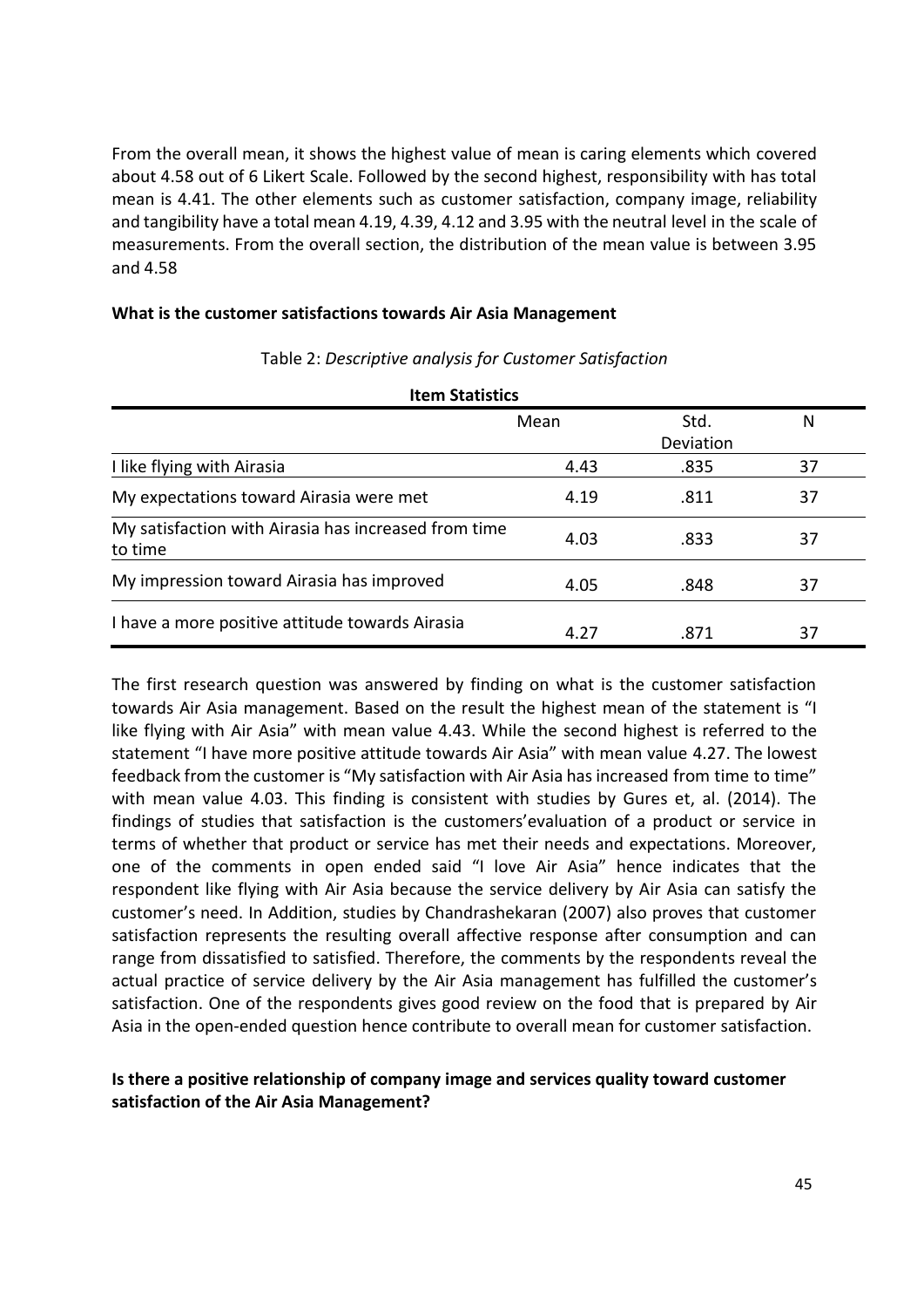From the overall mean, it shows the highest value of mean is caring elements which covered about 4.58 out of 6 Likert Scale. Followed by the second highest, responsibility with has total mean is 4.41. The other elements such as customer satisfaction, company image, reliability and tangibility have a total mean 4.19, 4.39, 4.12 and 3.95 with the neutral level in the scale of measurements. From the overall section, the distribution of the mean value is between 3.95 and 4.58

**What is the customer satisfactions towards Air Asia Management**

Table 2: *Descriptive analysis for Customer Satisfaction*

**Item Statistics**

| | Mean | Std. Deviation | N |
|---|---|---|---|
| I like flying with Airasia | 4.43 | .835 | 37 |
| My expectations toward Airasia were met | 4.19 | .811 | 37 |
| My satisfaction with Airasia has increased from time to time | 4.03 | .833 | 37 |
| My impression toward Airasia has improved | 4.05 | .848 | 37 |
| I have a more positive attitude towards Airasia | 4.27 | .871 | 37 |

The first research question was answered by finding on what is the customer satisfaction towards Air Asia management. Based on the result the highest mean of the statement is "I like flying with Air Asia" with mean value 4.43. While the second highest is referred to the statement "I have more positive attitude towards Air Asia" with mean value 4.27. The lowest feedback from the customer is "My satisfaction with Air Asia has increased from time to time" with mean value 4.03. This finding is consistent with studies by Gures et, al. (2014). The findings of studies that satisfaction is the customers'evaluation of a product or service in terms of whether that product or service has met their needs and expectations. Moreover, one of the comments in open ended said "I love Air Asia" hence indicates that the respondent like flying with Air Asia because the service delivery by Air Asia can satisfy the customer's need. In Addition, studies by Chandrashekaran (2007) also proves that customer satisfaction represents the resulting overall affective response after consumption and can range from dissatisfied to satisfied. Therefore, the comments by the respondents reveal the actual practice of service delivery by the Air Asia management has fulfilled the customer's satisfaction. One of the respondents gives good review on the food that is prepared by Air Asia in the open-ended question hence contribute to overall mean for customer satisfaction.

**Is there a positive relationship of company image and services quality toward customer satisfaction of the Air Asia Management?**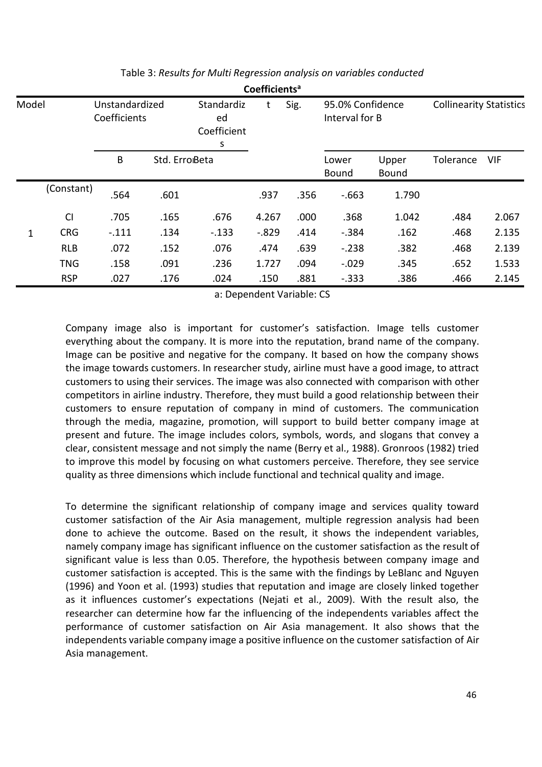Table 3: *Results for Multi Regression analysis on variables conducted*

**Coefficients[a]**

| Model | | Unstandardized Coefficients | | Standardized Coefficients | t | Sig. | 95.0% Confidence Interval for B | | Collinearity Statistics | |
|---|---|---|---|---|---|---|---|---|---|---|
| | | B | Std. Error | Beta | | | Lower Bound | Upper Bound | Tolerance | VIF |
| 1 | (Constant) | .564 | .601 | | .937 | .356 | -.663 | 1.790 | | |
| | CI | .705 | .165 | .676 | 4.267 | .000 | .368 | 1.042 | .484 | 2.067 |
| | CRG | -.111 | .134 | -.133 | -.829 | .414 | -.384 | .162 | .468 | 2.135 |
| | RLB | .072 | .152 | .076 | .474 | .639 | -.238 | .382 | .468 | 2.139 |
| | TNG | .158 | .091 | .236 | 1.727 | .094 | -.029 | .345 | .652 | 1.533 |
| | RSP | .027 | .176 | .024 | .150 | .881 | -.333 | .386 | .466 | 2.145 |

a: Dependent Variable: CS

Company image also is important for customer's satisfaction. Image tells customer everything about the company. It is more into the reputation, brand name of the company. Image can be positive and negative for the company. It based on how the company shows the image towards customers. In researcher study, airline must have a good image, to attract customers to using their services. The image was also connected with comparison with other competitors in airline industry. Therefore, they must build a good relationship between their customers to ensure reputation of company in mind of customers. The communication through the media, magazine, promotion, will support to build better company image at present and future. The image includes colors, symbols, words, and slogans that convey a clear, consistent message and not simply the name (Berry et al., 1988). Gronroos (1982) tried to improve this model by focusing on what customers perceive. Therefore, they see service quality as three dimensions which include functional and technical quality and image.

To determine the significant relationship of company image and services quality toward customer satisfaction of the Air Asia management, multiple regression analysis had been done to achieve the outcome. Based on the result, it shows the independent variables, namely company image has significant influence on the customer satisfaction as the result of significant value is less than 0.05. Therefore, the hypothesis between company image and customer satisfaction is accepted. This is the same with the findings by LeBlanc and Nguyen (1996) and Yoon et al. (1993) studies that reputation and image are closely linked together as it influences customer's expectations (Nejati et al., 2009). With the result also, the researcher can determine how far the influencing of the independents variables affect the performance of customer satisfaction on Air Asia management. It also shows that the independents variable company image a positive influence on the customer satisfaction of Air Asia management.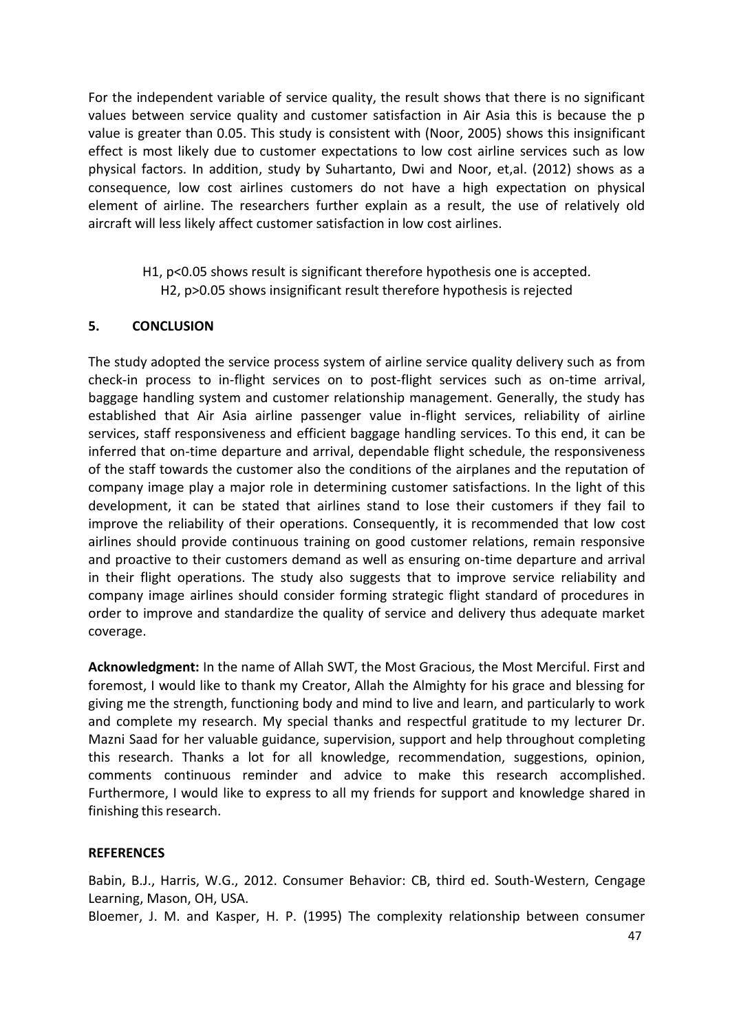For the independent variable of service quality, the result shows that there is no significant values between service quality and customer satisfaction in Air Asia this is because the p value is greater than 0.05. This study is consistent with (Noor, 2005) shows this insignificant effect is most likely due to customer expectations to low cost airline services such as low physical factors. In addition, study by Suhartanto, Dwi and Noor, et,al. (2012) shows as a consequence, low cost airlines customers do not have a high expectation on physical element of airline. The researchers further explain as a result, the use of relatively old aircraft will less likely affect customer satisfaction in low cost airlines.

H1, $p<0.05$ shows result is significant therefore hypothesis one is accepted.
H2, $p>0.05$ shows insignificant result therefore hypothesis is rejected

## 5. CONCLUSION

The study adopted the service process system of airline service quality delivery such as from check-in process to in-flight services on to post-flight services such as on-time arrival, baggage handling system and customer relationship management. Generally, the study has established that Air Asia airline passenger value in-flight services, reliability of airline services, staff responsiveness and efficient baggage handling services. To this end, it can be inferred that on-time departure and arrival, dependable flight schedule, the responsiveness of the staff towards the customer also the conditions of the airplanes and the reputation of company image play a major role in determining customer satisfactions. In the light of this development, it can be stated that airlines stand to lose their customers if they fail to improve the reliability of their operations. Consequently, it is recommended that low cost airlines should provide continuous training on good customer relations, remain responsive and proactive to their customers demand as well as ensuring on-time departure and arrival in their flight operations. The study also suggests that to improve service reliability and company image airlines should consider forming strategic flight standard of procedures in order to improve and standardize the quality of service and delivery thus adequate market coverage.

**Acknowledgment:** In the name of Allah SWT, the Most Gracious, the Most Merciful. First and foremost, I would like to thank my Creator, Allah the Almighty for his grace and blessing for giving me the strength, functioning body and mind to live and learn, and particularly to work and complete my research. My special thanks and respectful gratitude to my lecturer Dr. Mazni Saad for her valuable guidance, supervision, support and help throughout completing this research. Thanks a lot for all knowledge, recommendation, suggestions, opinion, comments continuous reminder and advice to make this research accomplished. Furthermore, I would like to express to all my friends for support and knowledge shared in finishing this research.

**REFERENCES**

Babin, B.J., Harris, W.G., 2012. Consumer Behavior: CB, third ed. South-Western, Cengage Learning, Mason, OH, USA.

Bloemer, J. M. and Kasper, H. P. (1995) The complexity relationship between consumer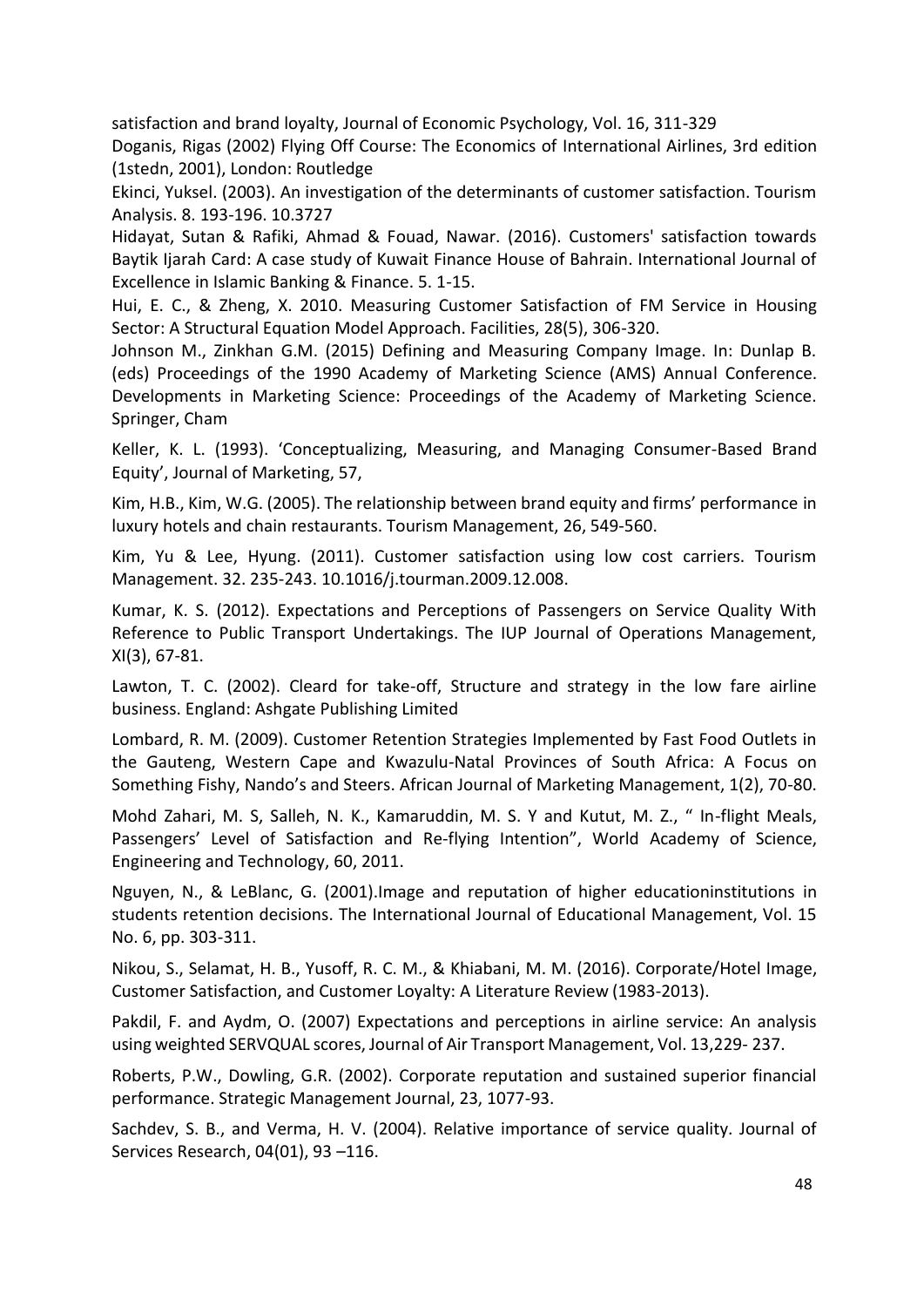satisfaction and brand loyalty, Journal of Economic Psychology, Vol. 16, 311-329

Doganis, Rigas (2002) Flying Off Course: The Economics of International Airlines, 3rd edition (1stedn, 2001), London: Routledge

Ekinci, Yuksel. (2003). An investigation of the determinants of customer satisfaction. Tourism Analysis. 8. 193-196. 10.3727

Hidayat, Sutan & Rafiki, Ahmad & Fouad, Nawar. (2016). Customers' satisfaction towards Baytik Ijarah Card: A case study of Kuwait Finance House of Bahrain. International Journal of Excellence in Islamic Banking & Finance. 5. 1-15.

Hui, E. C., & Zheng, X. 2010. Measuring Customer Satisfaction of FM Service in Housing Sector: A Structural Equation Model Approach. Facilities, 28(5), 306-320.

Johnson M., Zinkhan G.M. (2015) Defining and Measuring Company Image. In: Dunlap B. (eds) Proceedings of the 1990 Academy of Marketing Science (AMS) Annual Conference. Developments in Marketing Science: Proceedings of the Academy of Marketing Science. Springer, Cham

Keller, K. L. (1993). 'Conceptualizing, Measuring, and Managing Consumer-Based Brand Equity', Journal of Marketing, 57,

Kim, H.B., Kim, W.G. (2005). The relationship between brand equity and firms' performance in luxury hotels and chain restaurants. Tourism Management, 26, 549-560.

Kim, Yu & Lee, Hyung. (2011). Customer satisfaction using low cost carriers. Tourism Management. 32. 235-243. 10.1016/j.tourman.2009.12.008.

Kumar, K. S. (2012). Expectations and Perceptions of Passengers on Service Quality With Reference to Public Transport Undertakings. The IUP Journal of Operations Management, XI(3), 67-81.

Lawton, T. C. (2002). Cleard for take-off, Structure and strategy in the low fare airline business. England: Ashgate Publishing Limited

Lombard, R. M. (2009). Customer Retention Strategies Implemented by Fast Food Outlets in the Gauteng, Western Cape and Kwazulu-Natal Provinces of South Africa: A Focus on Something Fishy, Nando's and Steers. African Journal of Marketing Management, 1(2), 70-80.

Mohd Zahari, M. S, Salleh, N. K., Kamaruddin, M. S. Y and Kutut, M. Z., " In-flight Meals, Passengers' Level of Satisfaction and Re-flying Intention", World Academy of Science, Engineering and Technology, 60, 2011.

Nguyen, N., & LeBlanc, G. (2001).Image and reputation of higher educationinstitutions in students retention decisions. The International Journal of Educational Management, Vol. 15 No. 6, pp. 303-311.

Nikou, S., Selamat, H. B., Yusoff, R. C. M., & Khiabani, M. M. (2016). Corporate/Hotel Image, Customer Satisfaction, and Customer Loyalty: A Literature Review (1983-2013).

Pakdil, F. and Aydm, O. (2007) Expectations and perceptions in airline service: An analysis using weighted SERVQUAL scores, Journal of Air Transport Management, Vol. 13,229- 237.

Roberts, P.W., Dowling, G.R. (2002). Corporate reputation and sustained superior financial performance. Strategic Management Journal, 23, 1077-93.

Sachdev, S. B., and Verma, H. V. (2004). Relative importance of service quality. Journal of Services Research, 04(01), 93 –116.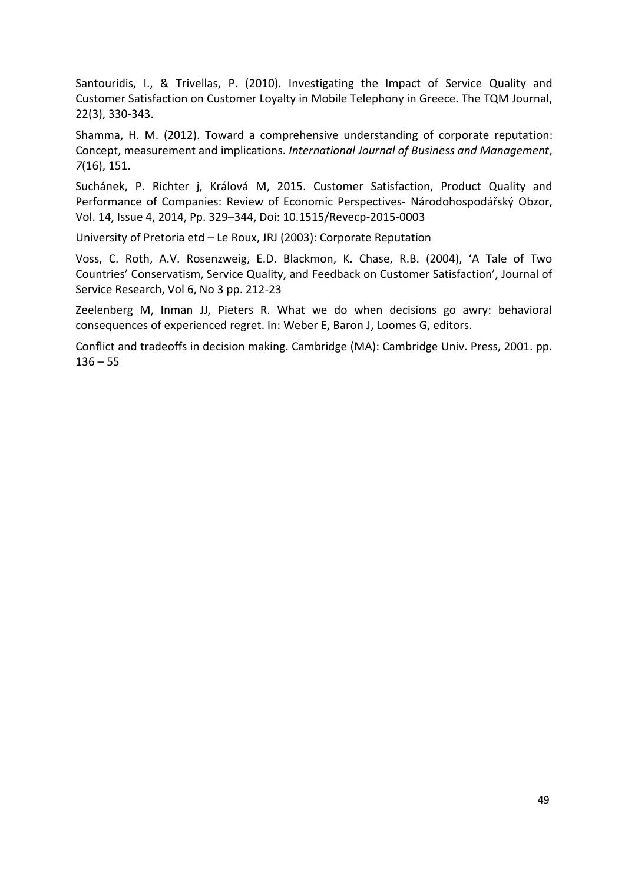Santouridis, I., & Trivellas, P. (2010). Investigating the Impact of Service Quality and Customer Satisfaction on Customer Loyalty in Mobile Telephony in Greece. The TQM Journal, 22(3), 330-343.

Shamma, H. M. (2012). Toward a comprehensive understanding of corporate reputation: Concept, measurement and implications. *International Journal of Business and Management*, *7*(16), 151.

Suchánek, P. Richter j, Králová M, 2015. Customer Satisfaction, Product Quality and Performance of Companies: Review of Economic Perspectives- Národohospodářský Obzor, Vol. 14, Issue 4, 2014, Pp. 329–344, Doi: 10.1515/Revecp-2015-0003

University of Pretoria etd – Le Roux, JRJ (2003): Corporate Reputation

Voss, C. Roth, A.V. Rosenzweig, E.D. Blackmon, K. Chase, R.B. (2004), 'A Tale of Two Countries' Conservatism, Service Quality, and Feedback on Customer Satisfaction', Journal of Service Research, Vol 6, No 3 pp. 212-23

Zeelenberg M, Inman JJ, Pieters R. What we do when decisions go awry: behavioral consequences of experienced regret. In: Weber E, Baron J, Loomes G, editors.

Conflict and tradeoffs in decision making. Cambridge (MA): Cambridge Univ. Press, 2001. pp. 136 – 55